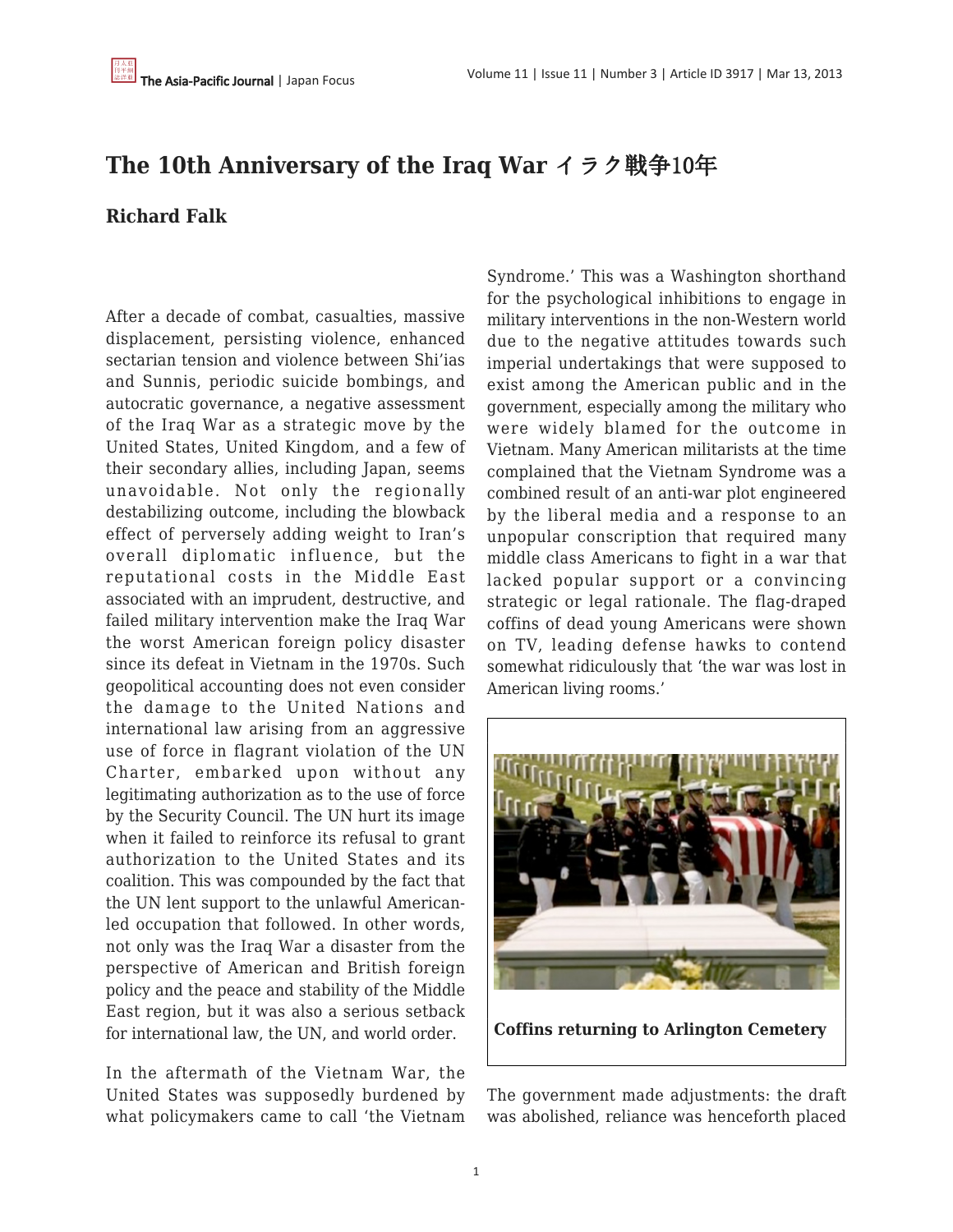# The 10th Anniversary of the Iraq War イラク戦争10年

**Richard Falk**

After a decade of combat, casualties, massive displacement, persisting violence, enhanced sectarian tension and violence between Shi'ias and Sunnis, periodic suicide bombings, and autocratic governance, a negative assessment of the Iraq War as a strategic move by the United States, United Kingdom, and a few of their secondary allies, including Japan, seems unavoidable. Not only the regionally destabilizing outcome, including the blowback effect of perversely adding weight to Iran's overall diplomatic influence, but the reputational costs in the Middle East associated with an imprudent, destructive, and failed military intervention make the Iraq War the worst American foreign policy disaster since its defeat in Vietnam in the 1970s. Such geopolitical accounting does not even consider the damage to the United Nations and international law arising from an aggressive use of force in flagrant violation of the UN Charter, embarked upon without any legitimating authorization as to the use of force by the Security Council. The UN hurt its image when it failed to reinforce its refusal to grant authorization to the United States and its coalition. This was compounded by the fact that the UN lent support to the unlawful American-led occupation that followed. In other words, not only was the Iraq War a disaster from the perspective of American and British foreign policy and the peace and stability of the Middle East region, but it was also a serious setback for international law, the UN, and world order.

In the aftermath of the Vietnam War, the United States was supposedly burdened by what policymakers came to call 'the Vietnam Syndrome.' This was a Washington shorthand for the psychological inhibitions to engage in military interventions in the non-Western world due to the negative attitudes towards such imperial undertakings that were supposed to exist among the American public and in the government, especially among the military who were widely blamed for the outcome in Vietnam. Many American militarists at the time complained that the Vietnam Syndrome was a combined result of an anti-war plot engineered by the liberal media and a response to an unpopular conscription that required many middle class Americans to fight in a war that lacked popular support or a convincing strategic or legal rationale. The flag-draped coffins of dead young Americans were shown on TV, leading defense hawks to contend somewhat ridiculously that 'the war was lost in American living rooms.'

**Coffins returning to Arlington Cemetery**

The government made adjustments: the draft was abolished, reliance was henceforth placed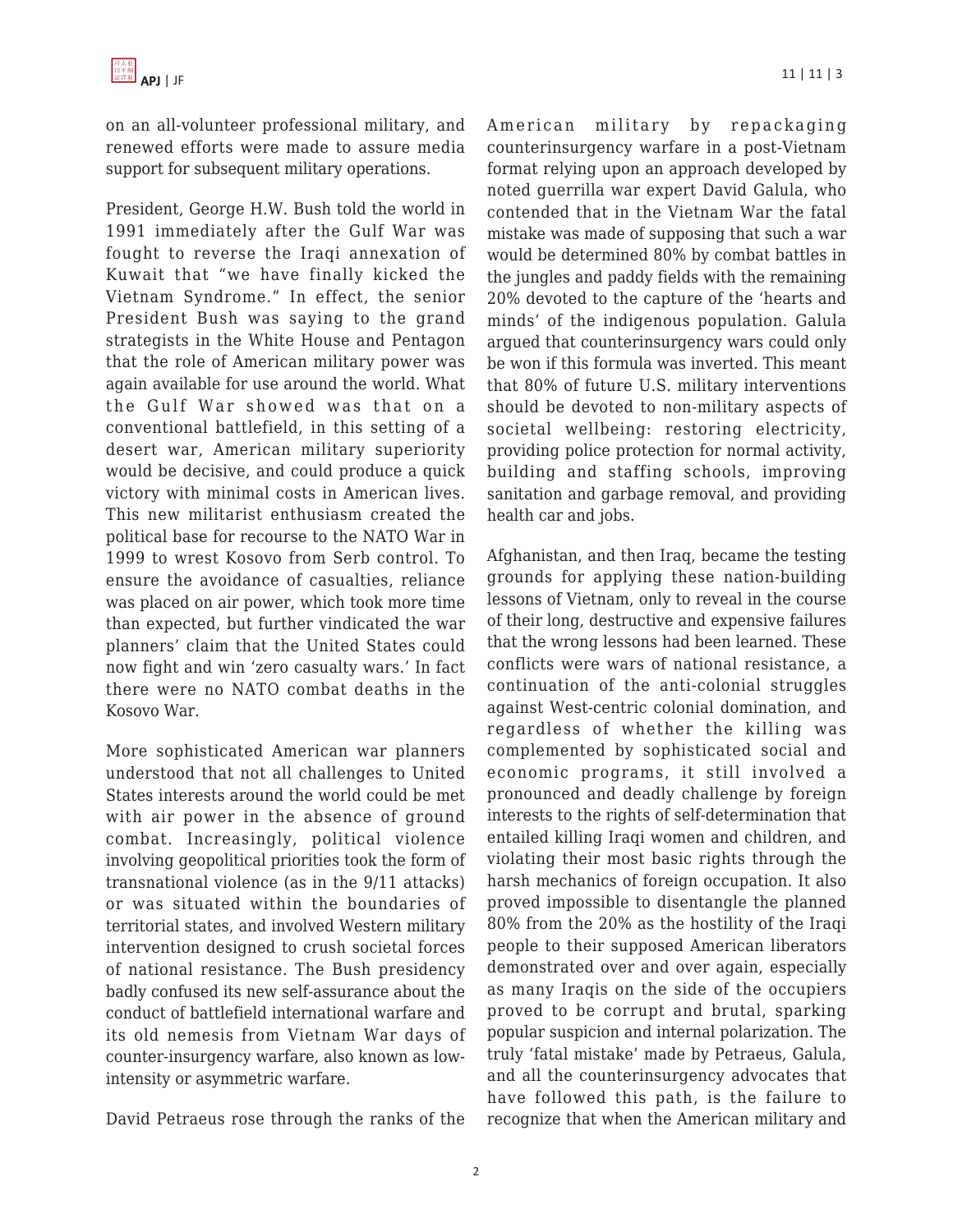on an all-volunteer professional military, and renewed efforts were made to assure media support for subsequent military operations.

President, George H.W. Bush told the world in 1991 immediately after the Gulf War was fought to reverse the Iraqi annexation of Kuwait that "we have finally kicked the Vietnam Syndrome." In effect, the senior President Bush was saying to the grand strategists in the White House and Pentagon that the role of American military power was again available for use around the world. What the Gulf War showed was that on a conventional battlefield, in this setting of a desert war, American military superiority would be decisive, and could produce a quick victory with minimal costs in American lives. This new militarist enthusiasm created the political base for recourse to the NATO War in 1999 to wrest Kosovo from Serb control. To ensure the avoidance of casualties, reliance was placed on air power, which took more time than expected, but further vindicated the war planners' claim that the United States could now fight and win 'zero casualty wars.' In fact there were no NATO combat deaths in the Kosovo War.

More sophisticated American war planners understood that not all challenges to United States interests around the world could be met with air power in the absence of ground combat. Increasingly, political violence involving geopolitical priorities took the form of transnational violence (as in the 9/11 attacks) or was situated within the boundaries of territorial states, and involved Western military intervention designed to crush societal forces of national resistance. The Bush presidency badly confused its new self-assurance about the conduct of battlefield international warfare and its old nemesis from Vietnam War days of counter-insurgency warfare, also known as low-intensity or asymmetric warfare.

David Petraeus rose through the ranks of the American military by repackaging counterinsurgency warfare in a post-Vietnam format relying upon an approach developed by noted guerrilla war expert David Galula, who contended that in the Vietnam War the fatal mistake was made of supposing that such a war would be determined 80% by combat battles in the jungles and paddy fields with the remaining 20% devoted to the capture of the 'hearts and minds' of the indigenous population. Galula argued that counterinsurgency wars could only be won if this formula was inverted. This meant that 80% of future U.S. military interventions should be devoted to non-military aspects of societal wellbeing: restoring electricity, providing police protection for normal activity, building and staffing schools, improving sanitation and garbage removal, and providing health car and jobs.

Afghanistan, and then Iraq, became the testing grounds for applying these nation-building lessons of Vietnam, only to reveal in the course of their long, destructive and expensive failures that the wrong lessons had been learned. These conflicts were wars of national resistance, a continuation of the anti-colonial struggles against West-centric colonial domination, and regardless of whether the killing was complemented by sophisticated social and economic programs, it still involved a pronounced and deadly challenge by foreign interests to the rights of self-determination that entailed killing Iraqi women and children, and violating their most basic rights through the harsh mechanics of foreign occupation. It also proved impossible to disentangle the planned 80% from the 20% as the hostility of the Iraqi people to their supposed American liberators demonstrated over and over again, especially as many Iraqis on the side of the occupiers proved to be corrupt and brutal, sparking popular suspicion and internal polarization. The truly 'fatal mistake' made by Petraeus, Galula, and all the counterinsurgency advocates that have followed this path, is the failure to recognize that when the American military and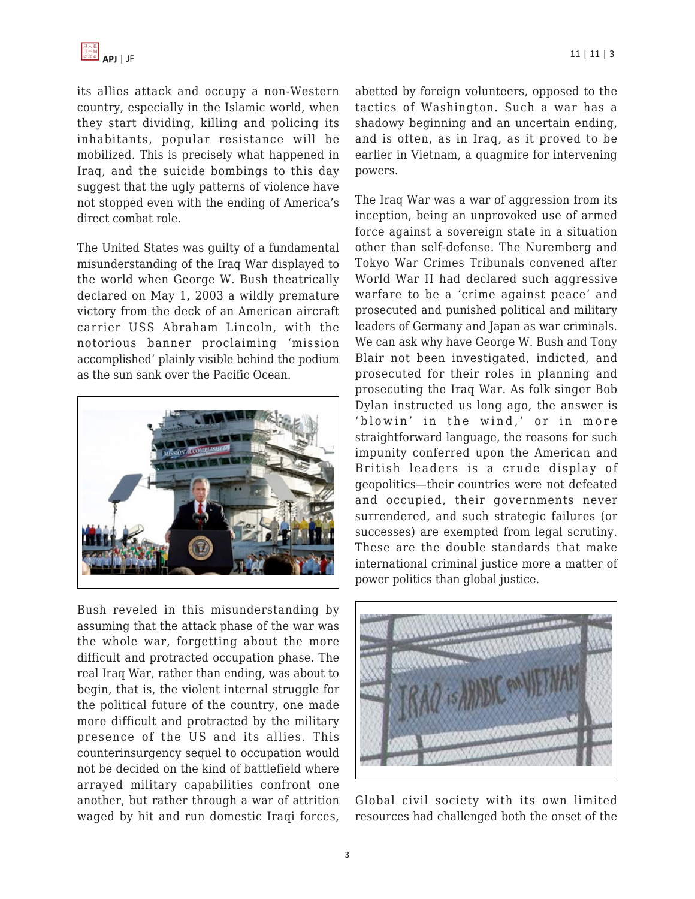its allies attack and occupy a non-Western country, especially in the Islamic world, when they start dividing, killing and policing its inhabitants, popular resistance will be mobilized. This is precisely what happened in Iraq, and the suicide bombings to this day suggest that the ugly patterns of violence have not stopped even with the ending of America's direct combat role.

The United States was guilty of a fundamental misunderstanding of the Iraq War displayed to the world when George W. Bush theatrically declared on May 1, 2003 a wildly premature victory from the deck of an American aircraft carrier USS Abraham Lincoln, with the notorious banner proclaiming 'mission accomplished' plainly visible behind the podium as the sun sank over the Pacific Ocean.

Bush reveled in this misunderstanding by assuming that the attack phase of the war was the whole war, forgetting about the more difficult and protracted occupation phase. The real Iraq War, rather than ending, was about to begin, that is, the violent internal struggle for the political future of the country, one made more difficult and protracted by the military presence of the US and its allies. This counterinsurgency sequel to occupation would not be decided on the kind of battlefield where arrayed military capabilities confront one another, but rather through a war of attrition waged by hit and run domestic Iraqi forces, abetted by foreign volunteers, opposed to the tactics of Washington. Such a war has a shadowy beginning and an uncertain ending, and is often, as in Iraq, as it proved to be earlier in Vietnam, a quagmire for intervening powers.

The Iraq War was a war of aggression from its inception, being an unprovoked use of armed force against a sovereign state in a situation other than self-defense. The Nuremberg and Tokyo War Crimes Tribunals convened after World War II had declared such aggressive warfare to be a 'crime against peace' and prosecuted and punished political and military leaders of Germany and Japan as war criminals. We can ask why have George W. Bush and Tony Blair not been investigated, indicted, and prosecuted for their roles in planning and prosecuting the Iraq War. As folk singer Bob Dylan instructed us long ago, the answer is 'blowin' in the wind,' or in more straightforward language, the reasons for such impunity conferred upon the American and British leaders is a crude display of geopolitics—their countries were not defeated and occupied, their governments never surrendered, and such strategic failures (or successes) are exempted from legal scrutiny. These are the double standards that make international criminal justice more a matter of power politics than global justice.

Global civil society with its own limited resources had challenged both the onset of the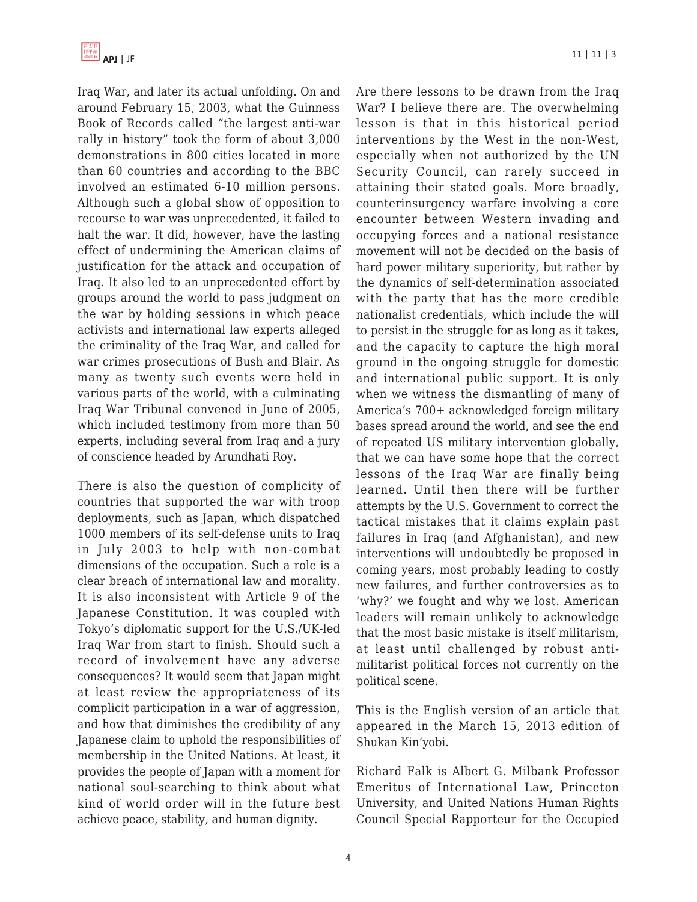Iraq War, and later its actual unfolding. On and around February 15, 2003, what the Guinness Book of Records called "the largest anti-war rally in history" took the form of about 3,000 demonstrations in 800 cities located in more than 60 countries and according to the BBC involved an estimated 6-10 million persons. Although such a global show of opposition to recourse to war was unprecedented, it failed to halt the war. It did, however, have the lasting effect of undermining the American claims of justification for the attack and occupation of Iraq. It also led to an unprecedented effort by groups around the world to pass judgment on the war by holding sessions in which peace activists and international law experts alleged the criminality of the Iraq War, and called for war crimes prosecutions of Bush and Blair. As many as twenty such events were held in various parts of the world, with a culminating Iraq War Tribunal convened in June of 2005, which included testimony from more than 50 experts, including several from Iraq and a jury of conscience headed by Arundhati Roy.

There is also the question of complicity of countries that supported the war with troop deployments, such as Japan, which dispatched 1000 members of its self-defense units to Iraq in July 2003 to help with non-combat dimensions of the occupation. Such a role is a clear breach of international law and morality. It is also inconsistent with Article 9 of the Japanese Constitution. It was coupled with Tokyo's diplomatic support for the U.S./UK-led Iraq War from start to finish. Should such a record of involvement have any adverse consequences? It would seem that Japan might at least review the appropriateness of its complicit participation in a war of aggression, and how that diminishes the credibility of any Japanese claim to uphold the responsibilities of membership in the United Nations. At least, it provides the people of Japan with a moment for national soul-searching to think about what kind of world order will in the future best achieve peace, stability, and human dignity.

Are there lessons to be drawn from the Iraq War? I believe there are. The overwhelming lesson is that in this historical period interventions by the West in the non-West, especially when not authorized by the UN Security Council, can rarely succeed in attaining their stated goals. More broadly, counterinsurgency warfare involving a core encounter between Western invading and occupying forces and a national resistance movement will not be decided on the basis of hard power military superiority, but rather by the dynamics of self-determination associated with the party that has the more credible nationalist credentials, which include the will to persist in the struggle for as long as it takes, and the capacity to capture the high moral ground in the ongoing struggle for domestic and international public support. It is only when we witness the dismantling of many of America's 700+ acknowledged foreign military bases spread around the world, and see the end of repeated US military intervention globally, that we can have some hope that the correct lessons of the Iraq War are finally being learned. Until then there will be further attempts by the U.S. Government to correct the tactical mistakes that it claims explain past failures in Iraq (and Afghanistan), and new interventions will undoubtedly be proposed in coming years, most probably leading to costly new failures, and further controversies as to 'why?' we fought and why we lost. American leaders will remain unlikely to acknowledge that the most basic mistake is itself militarism, at least until challenged by robust anti-militarist political forces not currently on the political scene.

This is the English version of an article that appeared in the March 15, 2013 edition of Shukan Kin'yobi.

Richard Falk is Albert G. Milbank Professor Emeritus of International Law, Princeton University, and United Nations Human Rights Council Special Rapporteur for the Occupied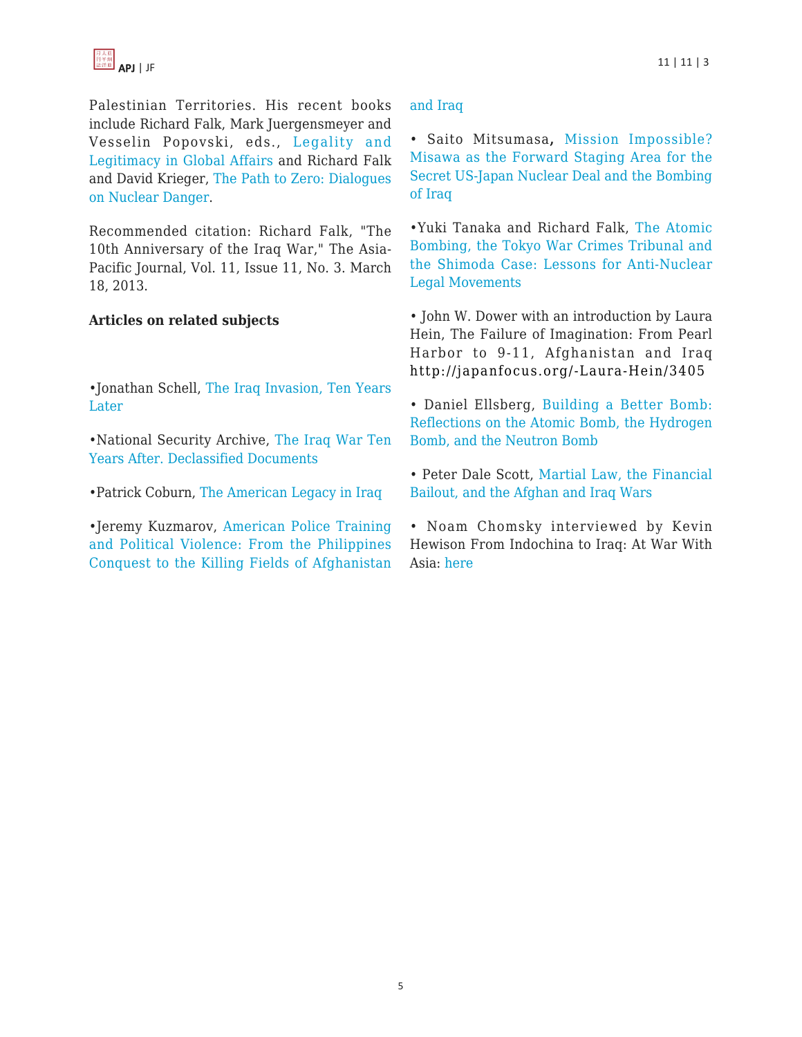Palestinian Territories. His recent books include Richard Falk, Mark Juergensmeyer and Vesselin Popovski, eds., Legality and Legitimacy in Global Affairs and Richard Falk and David Krieger, The Path to Zero: Dialogues on Nuclear Danger.

Recommended citation: Richard Falk, "The 10th Anniversary of the Iraq War," The Asia-Pacific Journal, Vol. 11, Issue 11, No. 3. March 18, 2013.

**Articles on related subjects**

•Jonathan Schell, The Iraq Invasion, Ten Years Later

•National Security Archive, The Iraq War Ten Years After. Declassified Documents

•Patrick Coburn, The American Legacy in Iraq

•Jeremy Kuzmarov, American Police Training and Political Violence: From the Philippines Conquest to the Killing Fields of Afghanistan and Iraq

• Saito Mitsumasa**,** Mission Impossible? Misawa as the Forward Staging Area for the Secret US-Japan Nuclear Deal and the Bombing of Iraq

•Yuki Tanaka and Richard Falk, The Atomic Bombing, the Tokyo War Crimes Tribunal and the Shimoda Case: Lessons for Anti-Nuclear Legal Movements

• John W. Dower with an introduction by Laura Hein, The Failure of Imagination: From Pearl Harbor to 9-11, Afghanistan and Iraq http://japanfocus.org/-Laura-Hein/3405

• Daniel Ellsberg, Building a Better Bomb: Reflections on the Atomic Bomb, the Hydrogen Bomb, and the Neutron Bomb

• Peter Dale Scott, Martial Law, the Financial Bailout, and the Afghan and Iraq Wars

• Noam Chomsky interviewed by Kevin Hewison From Indochina to Iraq: At War With Asia: here